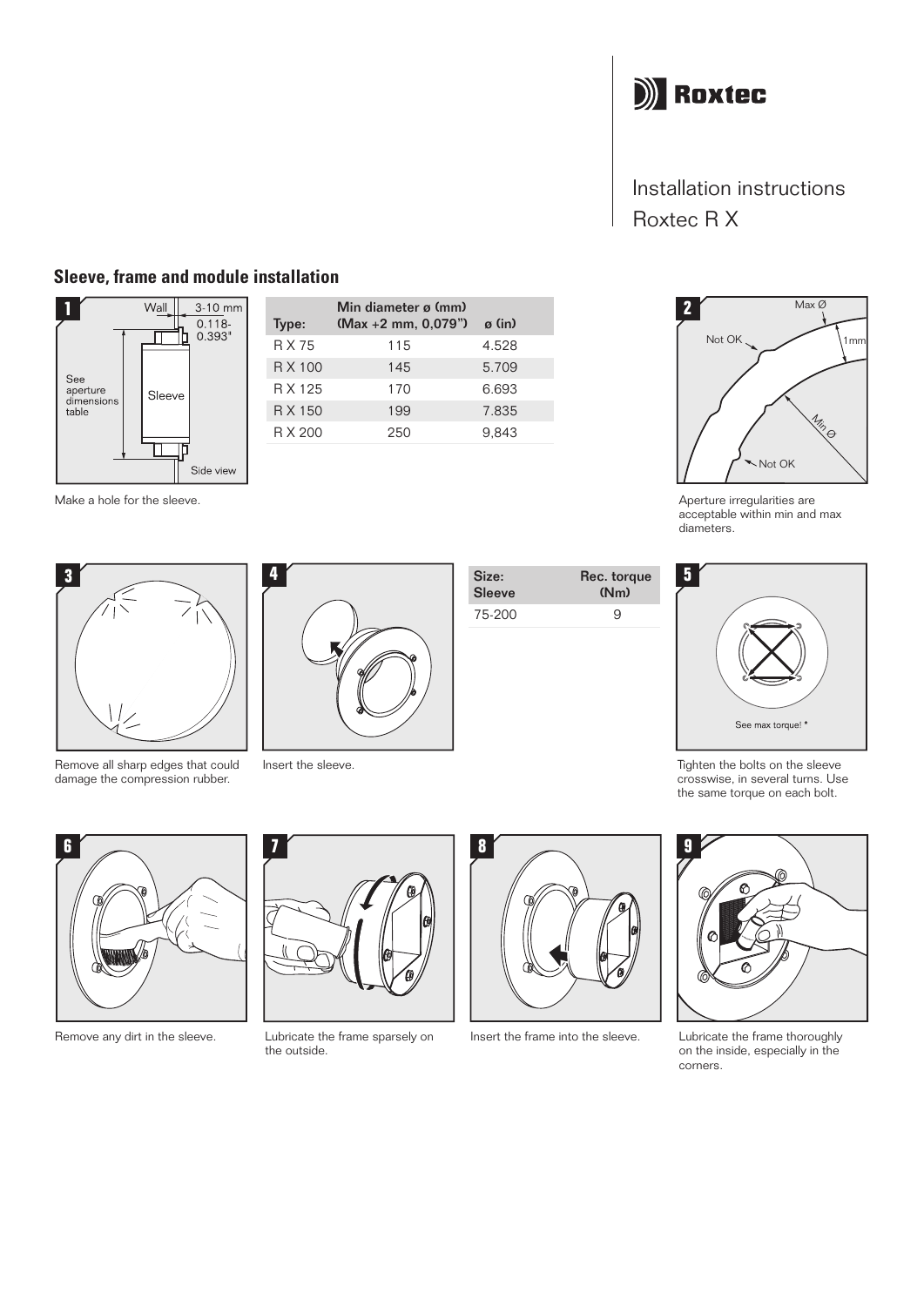Installation instructions
Roxtec R X

## Sleeve, frame and module installation

**1**

Wall
3-10 mm
0.118-
0.393"
See aperture dimensions table
Sleeve
Side view

Make a hole for the sleeve.

| Type: | Min diameter ø (mm) (Max +2 mm, 0,079") | ø (in) |
|---|---|---|
| R X 75 | 115 | 4.528 |
| R X 100 | 145 | 5.709 |
| R X 125 | 170 | 6.693 |
| R X 150 | 199 | 7.835 |
| R X 200 | 250 | 9,843 |

**2**

Max Ø
Not OK
1mm
Min Ø
Not OK

Aperture irregularities are acceptable within min and max diameters.

**3**

Remove all sharp edges that could damage the compression rubber.

**4**

Insert the sleeve.

| Size: Sleeve | Rec. torque (Nm) |
|---|---|
| 75-200 | 9 |

**5**

See max torque! *

Tighten the bolts on the sleeve crosswise, in several turns. Use the same torque on each bolt.

**6**

Remove any dirt in the sleeve.

**7**

Lubricate the frame sparsely on the outside.

**8**

Insert the frame into the sleeve.

**9**

Lubricate the frame thoroughly on the inside, especially in the corners.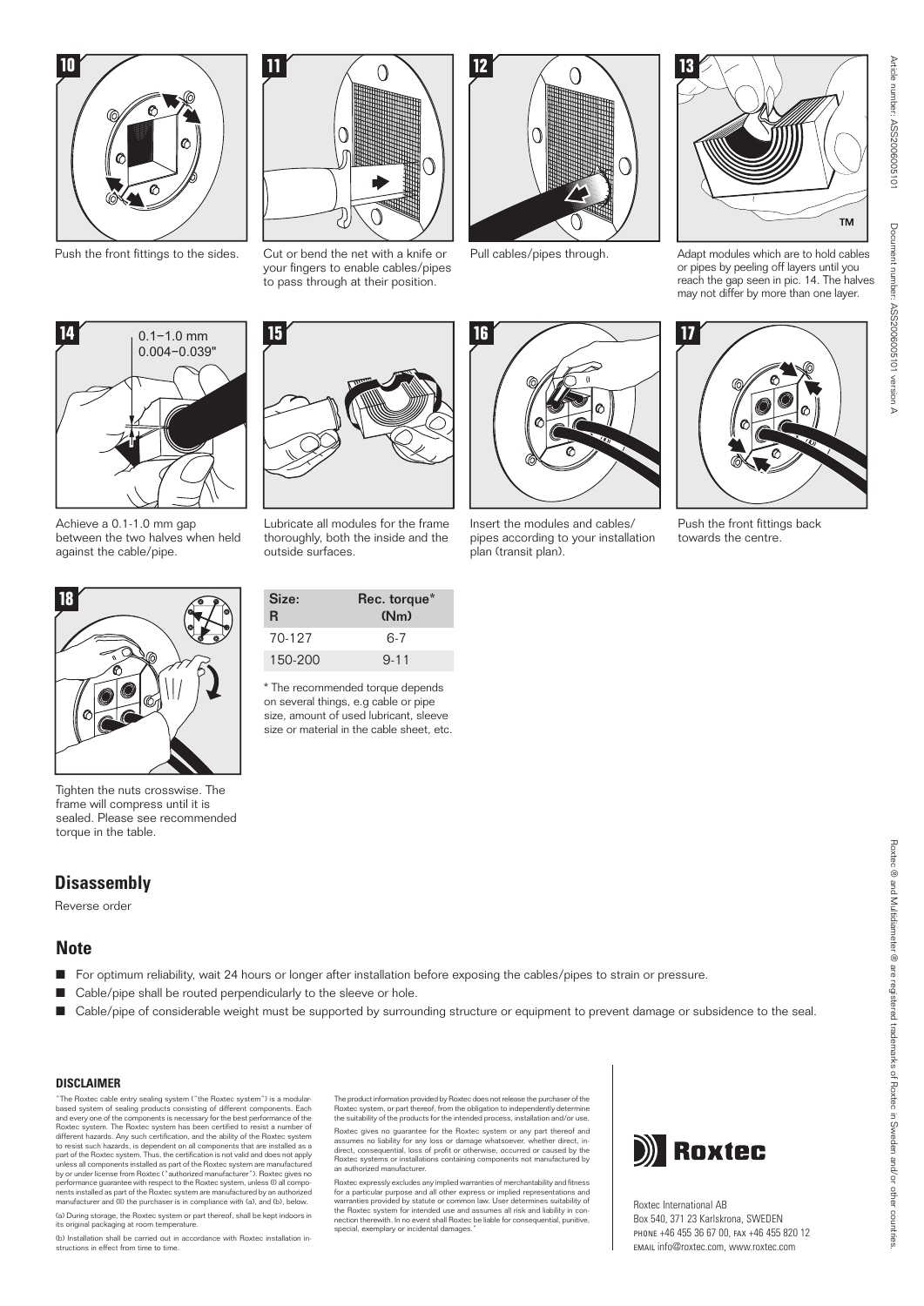10

Push the front fittings to the sides.

11

Cut or bend the net with a knife or your fingers to enable cables/pipes to pass through at their position.

12

Pull cables/pipes through.

13

Adapt modules which are to hold cables or pipes by peeling off layers until you reach the gap seen in pic. 14. The halves may not differ by more than one layer.

14

0.1–1.0 mm
0.004–0.039"

Achieve a 0.1-1.0 mm gap between the two halves when held against the cable/pipe.

15

Lubricate all modules for the frame thoroughly, both the inside and the outside surfaces.

16

Insert the modules and cables/pipes according to your installation plan (transit plan).

17

Push the front fittings back towards the centre.

18

Tighten the nuts crosswise. The frame will compress until it is sealed. Please see recommended torque in the table.

| Size: R | Rec. torque* (Nm) |
|---|---|
| 70-127 | 6-7 |
| 150-200 | 9-11 |

* The recommended torque depends on several things, e.g cable or pipe size, amount of used lubricant, sleeve size or material in the cable sheet, etc.

## Disassembly

Reverse order

## Note

- For optimum reliability, wait 24 hours or longer after installation before exposing the cables/pipes to strain or pressure.
- Cable/pipe shall be routed perpendicularly to the sleeve or hole.
- Cable/pipe of considerable weight must be supported by surrounding structure or equipment to prevent damage or subsidence to the seal.

### DISCLAIMER

"The Roxtec cable entry sealing system ("the Roxtec system") is a modular-based system of sealing products consisting of different components. Each and every one of the components is necessary for the best performance of the Roxtec system. The Roxtec system has been certified to resist a number of different hazards. Any such certification, and the ability of the Roxtec system to resist such hazards, is dependent on all components that are installed as a part of the Roxtec system. Thus, the certification is not valid and does not apply unless all components installed as part of the Roxtec system are manufactured by or under license from Roxtec ("authorized manufacturer"). Roxtec gives no performance guarantee with respect to the Roxtec system, unless (i) all components installed as part of the Roxtec system are manufactured by an authorized manufacturer and (ii) the purchaser is in compliance with (a), and (b), below.

(a) During storage, the Roxtec system or part thereof, shall be kept indoors in its original packaging at room temperature.

(b) Installation shall be carried out in accordance with Roxtec installation instructions in effect from time to time.

The product information provided by Roxtec does not release the purchaser of the Roxtec system, or part thereof, from the obligation to independently determine the suitability of the products for the intended process, installation and/or use.

Roxtec gives no guarantee for the Roxtec system or any part thereof and assumes no liability for any loss or damage whatsoever, whether direct, indirect, consequential, loss of profit or otherwise, occurred or caused by the Roxtec systems or installations containing components not manufactured by an authorized manufacturer.

Roxtec expressly excludes any implied warranties of merchantability and fitness for a particular purpose and all other express or implied representations and warranties provided by statute or common law. User determines suitability of the Roxtec system for intended use and assumes all risk and liability in connection therewith. In no event shall Roxtec be liable for consequential, punitive, special, exemplary or incidental damages."

Roxtec International AB
Box 540, 371 23 Karlskrona, SWEDEN
PHONE +46 455 36 67 00, FAX +46 455 820 12
EMAIL info@roxtec.com, www.roxtec.com

Article number: ASS200600510l

Document number: ASS200600510l version A

Roxtec ® and Multidiameter ® are registered trademarks of Roxtec in Sweden and/or other countries.